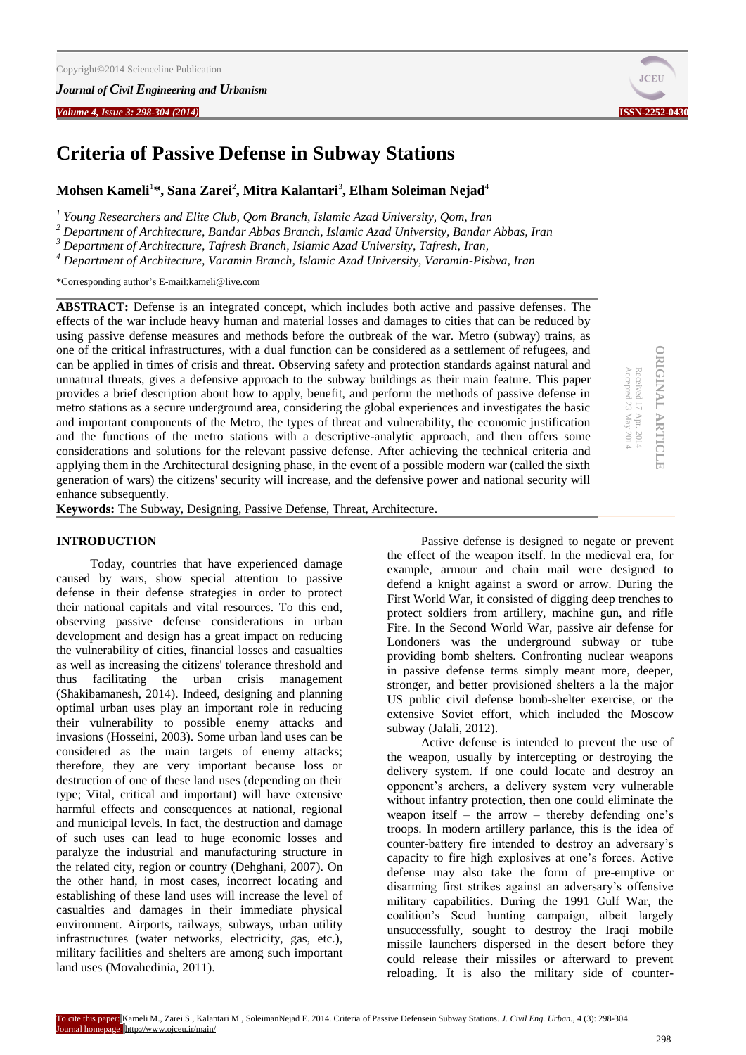# Criteria of Passive Defense in Subway Stations

**Mohsen Kameli[1]*, Sana Zarei[2], Mitra Kalantari[3], Elham Soleiman Nejad[4]**

*[1] Young Researchers and Elite Club, Qom Branch, Islamic Azad University, Qom, Iran*
*[2] Department of Architecture, Bandar Abbas Branch, Islamic Azad University, Bandar Abbas, Iran*
*[3] Department of Architecture, Tafresh Branch, Islamic Azad University, Tafresh, Iran,*
*[4] Department of Architecture, Varamin Branch, Islamic Azad University, Varamin-Pishva, Iran*

*Corresponding author's E-mail:kameli@live.com

ORIGINAL ARTICLE
Received 17 Apr. 2014
Accepted 23 May 2014

**ABSTRACT:** Defense is an integrated concept, which includes both active and passive defenses. The effects of the war include heavy human and material losses and damages to cities that can be reduced by using passive defense measures and methods before the outbreak of the war. Metro (subway) trains, as one of the critical infrastructures, with a dual function can be considered as a settlement of refugees, and can be applied in times of crisis and threat. Observing safety and protection standards against natural and unnatural threats, gives a defensive approach to the subway buildings as their main feature. This paper provides a brief description about how to apply, benefit, and perform the methods of passive defense in metro stations as a secure underground area, considering the global experiences and investigates the basic and important components of the Metro, the types of threat and vulnerability, the economic justification and the functions of the metro stations with a descriptive-analytic approach, and then offers some considerations and solutions for the relevant passive defense. After achieving the technical criteria and applying them in the Architectural designing phase, in the event of a possible modern war (called the sixth generation of wars) the citizens' security will increase, and the defensive power and national security will enhance subsequently.

**Keywords:** The Subway, Designing, Passive Defense, Threat, Architecture.

## INTRODUCTION

Today, countries that have experienced damage caused by wars, show special attention to passive defense in their defense strategies in order to protect their national capitals and vital resources. To this end, observing passive defense considerations in urban development and design has a great impact on reducing the vulnerability of cities, financial losses and casualties as well as increasing the citizens' tolerance threshold and thus facilitating the urban crisis management (Shakibamanesh, 2014). Indeed, designing and planning optimal urban uses play an important role in reducing their vulnerability to possible enemy attacks and invasions (Hosseini, 2003). Some urban land uses can be considered as the main targets of enemy attacks; therefore, they are very important because loss or destruction of one of these land uses (depending on their type; Vital, critical and important) will have extensive harmful effects and consequences at national, regional and municipal levels. In fact, the destruction and damage of such uses can lead to huge economic losses and paralyze the industrial and manufacturing structure in the related city, region or country (Dehghani, 2007). On the other hand, in most cases, incorrect locating and establishing of these land uses will increase the level of casualties and damages in their immediate physical environment. Airports, railways, subways, urban utility infrastructures (water networks, electricity, gas, etc.), military facilities and shelters are among such important land uses (Movahedinia, 2011).

Passive defense is designed to negate or prevent the effect of the weapon itself. In the medieval era, for example, armour and chain mail were designed to defend a knight against a sword or arrow. During the First World War, it consisted of digging deep trenches to protect soldiers from artillery, machine gun, and rifle Fire. In the Second World War, passive air defense for Londoners was the underground subway or tube providing bomb shelters. Confronting nuclear weapons in passive defense terms simply meant more, deeper, stronger, and better provisioned shelters a la the major US public civil defense bomb-shelter exercise, or the extensive Soviet effort, which included the Moscow subway (Jalali, 2012).

Active defense is intended to prevent the use of the weapon, usually by intercepting or destroying the delivery system. If one could locate and destroy an opponent's archers, a delivery system very vulnerable without infantry protection, then one could eliminate the weapon itself – the arrow – thereby defending one's troops. In modern artillery parlance, this is the idea of counter-battery fire intended to destroy an adversary's capacity to fire high explosives at one's forces. Active defense may also take the form of pre-emptive or disarming first strikes against an adversary's offensive military capabilities. During the 1991 Gulf War, the coalition's Scud hunting campaign, albeit largely unsuccessfully, sought to destroy the Iraqi mobile missile launchers dispersed in the desert before they could release their missiles or afterward to prevent reloading. It is also the military side of counter-

To cite this paper: Kameli M., Zarei S., Kalantari M., SoleimanNejad E. 2014. Criteria of Passive Defensein Subway Stations. *J. Civil Eng. Urban.*, 4 (3): 298-304.
Journal homepage: http://www.ojceu.ir/main/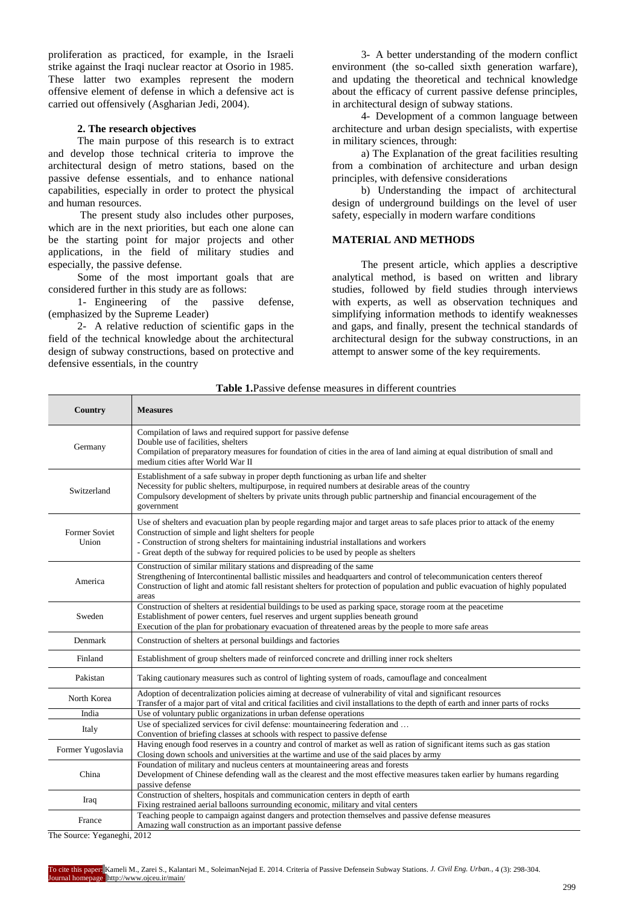proliferation as practiced, for example, in the Israeli strike against the Iraqi nuclear reactor at Osorio in 1985. These latter two examples represent the modern offensive element of defense in which a defensive act is carried out offensively (Asgharian Jedi, 2004).

### 2. The research objectives

The main purpose of this research is to extract and develop those technical criteria to improve the architectural design of metro stations, based on the passive defense essentials, and to enhance national capabilities, especially in order to protect the physical and human resources.

The present study also includes other purposes, which are in the next priorities, but each one alone can be the starting point for major projects and other applications, in the field of military studies and especially, the passive defense.

Some of the most important goals that are considered further in this study are as follows:

1- Engineering of the passive defense, (emphasized by the Supreme Leader)

2- A relative reduction of scientific gaps in the field of the technical knowledge about the architectural design of subway constructions, based on protective and defensive essentials, in the country

3- A better understanding of the modern conflict environment (the so-called sixth generation warfare), and updating the theoretical and technical knowledge about the efficacy of current passive defense principles, in architectural design of subway stations.

4- Development of a common language between architecture and urban design specialists, with expertise in military sciences, through:

a) The Explanation of the great facilities resulting from a combination of architecture and urban design principles, with defensive considerations

b) Understanding the impact of architectural design of underground buildings on the level of user safety, especially in modern warfare conditions

## MATERIAL AND METHODS

The present article, which applies a descriptive analytical method, is based on written and library studies, followed by field studies through interviews with experts, as well as observation techniques and simplifying information methods to identify weaknesses and gaps, and finally, present the technical standards of architectural design for the subway constructions, in an attempt to answer some of the key requirements.

**Table 1.** Passive defense measures in different countries

| Country | Measures |
|---|---|
| Germany | Compilation of laws and required support for passive defense<br>Double use of facilities, shelters<br>Compilation of preparatory measures for foundation of cities in the area of land aiming at equal distribution of small and medium cities after World War II |
| Switzerland | Establishment of a safe subway in proper depth functioning as urban life and shelter<br>Necessity for public shelters, multipurpose, in required numbers at desirable areas of the country<br>Compulsory development of shelters by private units through public partnership and financial encouragement of the government |
| Former Soviet Union | Use of shelters and evacuation plan by people regarding major and target areas to safe places prior to attack of the enemy<br>Construction of simple and light shelters for people<br>- Construction of strong shelters for maintaining industrial installations and workers<br>- Great depth of the subway for required policies to be used by people as shelters |
| America | Construction of similar military stations and dispreading of the same<br>Strengthening of Intercontinental ballistic missiles and headquarters and control of telecommunication centers thereof<br>Construction of light and atomic fall resistant shelters for protection of population and public evacuation of highly populated areas |
| Sweden | Construction of shelters at residential buildings to be used as parking space, storage room at the peacetime<br>Establishment of power centers, fuel reserves and urgent supplies beneath ground<br>Execution of the plan for probationary evacuation of threatened areas by the people to more safe areas |
| Denmark | Construction of shelters at personal buildings and factories |
| Finland | Establishment of group shelters made of reinforced concrete and drilling inner rock shelters |
| Pakistan | Taking cautionary measures such as control of lighting system of roads, camouflage and concealment |
| North Korea | Adoption of decentralization policies aiming at decrease of vulnerability of vital and significant resources<br>Transfer of a major part of vital and critical facilities and civil installations to the depth of earth and inner parts of rocks |
| India | Use of voluntary public organizations in urban defense operations |
| Italy | Use of specialized services for civil defense: mountaineering federation and …<br>Convention of briefing classes at schools with respect to passive defense |
| Former Yugoslavia | Having enough food reserves in a country and control of market as well as ration of significant items such as gas station<br>Closing down schools and universities at the wartime and use of the said places by army |
| China | Foundation of military and nucleus centers at mountaineering areas and forests<br>Development of Chinese defending wall as the clearest and the most effective measures taken earlier by humans regarding passive defense |
| Iraq | Construction of shelters, hospitals and communication centers in depth of earth<br>Fixing restrained aerial balloons surrounding economic, military and vital centers |
| France | Teaching people to campaign against dangers and protection themselves and passive defense measures<br>Amazing wall construction as an important passive defense |

The Source: Yeganeghi, 2012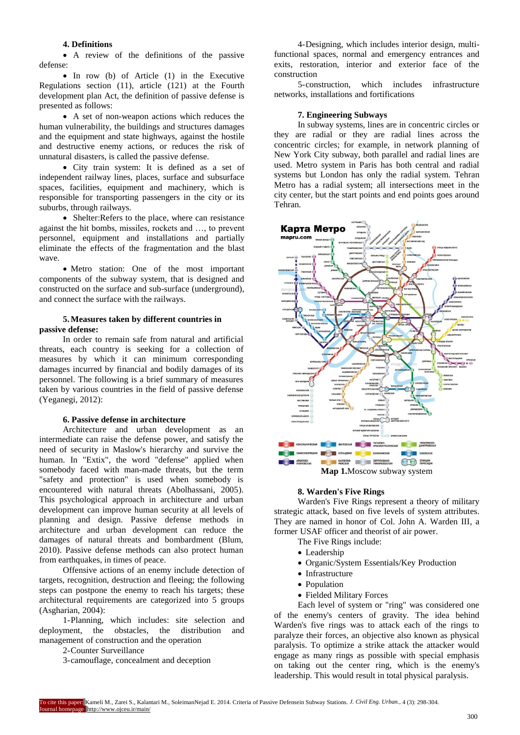#### 4. Definitions

- A review of the definitions of the passive defense:
- In row (b) of Article (1) in the Executive Regulations section (11), article (121) at the Fourth development plan Act, the definition of passive defense is presented as follows:
- A set of non-weapon actions which reduces the human vulnerability, the buildings and structures damages and the equipment and state highways, against the hostile and destructive enemy actions, or reduces the risk of unnatural disasters, is called the passive defense.
- City train system: It is defined as a set of independent railway lines, places, surface and subsurface spaces, facilities, equipment and machinery, which is responsible for transporting passengers in the city or its suburbs, through railways.
- Shelter:Refers to the place, where can resistance against the hit bombs, missiles, rockets and …, to prevent personnel, equipment and installations and partially eliminate the effects of the fragmentation and the blast wave.
- Metro station: One of the most important components of the subway system, that is designed and constructed on the surface and sub-surface (underground), and connect the surface with the railways.

#### 5. Measures taken by different countries in passive defense:

In order to remain safe from natural and artificial threats, each country is seeking for a collection of measures by which it can minimum corresponding damages incurred by financial and bodily damages of its personnel. The following is a brief summary of measures taken by various countries in the field of passive defense (Yeganegi, 2012):

#### 6. Passive defense in architecture

Architecture and urban development as an intermediate can raise the defense power, and satisfy the need of security in Maslow's hierarchy and survive the human. In "Extix", the word "defense" applied when somebody faced with man-made threats, but the term "safety and protection" is used when somebody is encountered with natural threats (Abolhassani, 2005). This psychological approach in architecture and urban development can improve human security at all levels of planning and design. Passive defense methods in architecture and urban development can reduce the damages of natural threats and bombardment (Blum, 2010). Passive defense methods can also protect human from earthquakes, in times of peace.

Offensive actions of an enemy include detection of targets, recognition, destruction and fleeing; the following steps can postpone the enemy to reach his targets; these architectural requirements are categorized into 5 groups (Asgharian, 2004):

1-Planning, which includes: site selection and deployment, the obstacles, the distribution and management of construction and the operation

2-Counter Surveillance

3-camouflage, concealment and deception

4-Designing, which includes interior design, multi-functional spaces, normal and emergency entrances and exits, restoration, interior and exterior face of the construction

5-construction, which includes infrastructure networks, installations and fortifications

#### 7. Engineering Subways

In subway systems, lines are in concentric circles or they are radial or they are radial lines across the concentric circles; for example, in network planning of New York City subway, both parallel and radial lines are used. Metro system in Paris has both central and radial systems but London has only the radial system. Tehran Metro has a radial system; all intersections meet in the city center, but the start points and end points goes around Tehran.

**Map 1.**Moscow subway system

#### 8. Warden's Five Rings

Warden's Five Rings represent a theory of military strategic attack, based on five levels of system attributes. They are named in honor of Col. John A. Warden III, a former USAF officer and theorist of air power.

The Five Rings include:

- Leadership
- Organic/System Essentials/Key Production
- Infrastructure
- Population
- Fielded Military Forces

Each level of system or "ring" was considered one of the enemy's centers of gravity. The idea behind Warden's five rings was to attack each of the rings to paralyze their forces, an objective also known as physical paralysis. To optimize a strike attack the attacker would engage as many rings as possible with special emphasis on taking out the center ring, which is the enemy's leadership. This would result in total physical paralysis.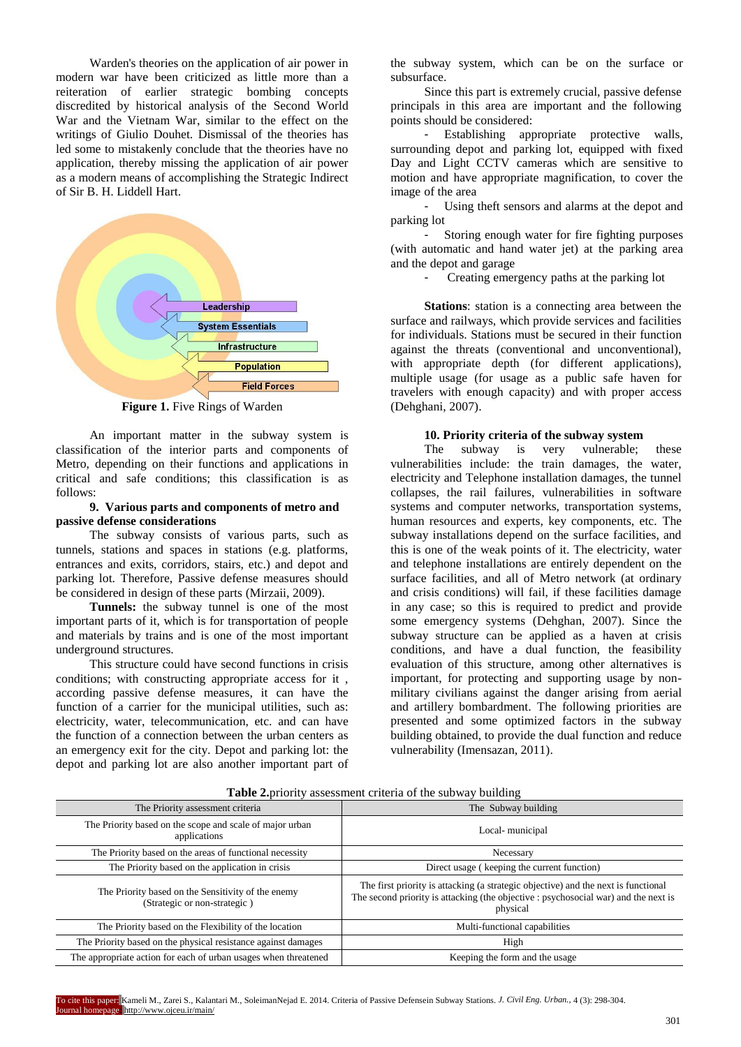Warden's theories on the application of air power in modern war have been criticized as little more than a reiteration of earlier strategic bombing concepts discredited by historical analysis of the Second World War and the Vietnam War, similar to the effect on the writings of Giulio Douhet. Dismissal of the theories has led some to mistakenly conclude that the theories have no application, thereby missing the application of air power as a modern means of accomplishing the Strategic Indirect of Sir B. H. Liddell Hart.

Leadership

System Essentials

Infrastructure

Population

Field Forces

**Figure 1.** Five Rings of Warden

An important matter in the subway system is classification of the interior parts and components of Metro, depending on their functions and applications in critical and safe conditions; this classification is as follows:

## 9. Various parts and components of metro and passive defense considerations

The subway consists of various parts, such as tunnels, stations and spaces in stations (e.g. platforms, entrances and exits, corridors, stairs, etc.) and depot and parking lot. Therefore, Passive defense measures should be considered in design of these parts (Mirzaii, 2009).

**Tunnels:** the subway tunnel is one of the most important parts of it, which is for transportation of people and materials by trains and is one of the most important underground structures.

This structure could have second functions in crisis conditions; with constructing appropriate access for it , according passive defense measures, it can have the function of a carrier for the municipal utilities, such as: electricity, water, telecommunication, etc. and can have the function of a connection between the urban centers as an emergency exit for the city. Depot and parking lot: the depot and parking lot are also another important part of the subway system, which can be on the surface or subsurface.

Since this part is extremely crucial, passive defense principals in this area are important and the following points should be considered:

- Establishing appropriate protective walls, surrounding depot and parking lot, equipped with fixed Day and Light CCTV cameras which are sensitive to motion and have appropriate magnification, to cover the image of the area
- Using theft sensors and alarms at the depot and parking lot
- Storing enough water for fire fighting purposes (with automatic and hand water jet) at the parking area and the depot and garage
- Creating emergency paths at the parking lot

**Stations**: station is a connecting area between the surface and railways, which provide services and facilities for individuals. Stations must be secured in their function against the threats (conventional and unconventional), with appropriate depth (for different applications), multiple usage (for usage as a public safe haven for travelers with enough capacity) and with proper access (Dehghani, 2007).

## 10. Priority criteria of the subway system

The subway is very vulnerable; these vulnerabilities include: the train damages, the water, electricity and Telephone installation damages, the tunnel collapses, the rail failures, vulnerabilities in software systems and computer networks, transportation systems, human resources and experts, key components, etc. The subway installations depend on the surface facilities, and this is one of the weak points of it. The electricity, water and telephone installations are entirely dependent on the surface facilities, and all of Metro network (at ordinary and crisis conditions) will fail, if these facilities damage in any case; so this is required to predict and provide some emergency systems (Dehghan, 2007). Since the subway structure can be applied as a haven at crisis conditions, and have a dual function, the feasibility evaluation of this structure, among other alternatives is important, for protecting and supporting usage by non-military civilians against the danger arising from aerial and artillery bombardment. The following priorities are presented and some optimized factors in the subway building obtained, to provide the dual function and reduce vulnerability (Imensazan, 2011).

**Table 2.**priority assessment criteria of the subway building

| The Priority assessment criteria | The Subway building |
|---|---|
| The Priority based on the scope and scale of major urban applications | Local- municipal |
| The Priority based on the areas of functional necessity | Necessary |
| The Priority based on the application in crisis | Direct usage ( keeping the current function) |
| The Priority based on the Sensitivity of the enemy (Strategic or non-strategic ) | The first priority is attacking (a strategic objective) and the next is functional The second priority is attacking (the objective : psychosocial war) and the next is physical |
| The Priority based on the Flexibility of the location | Multi-functional capabilities |
| The Priority based on the physical resistance against damages | High |
| The appropriate action for each of urban usages when threatened | Keeping the form and the usage |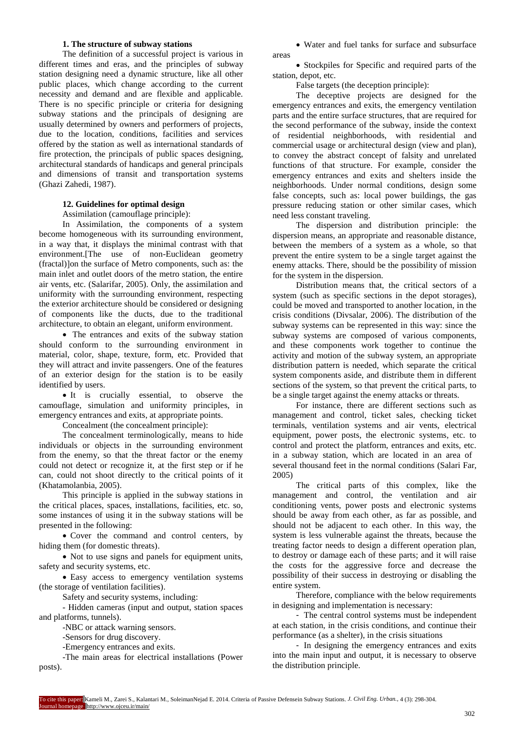### 1. The structure of subway stations

The definition of a successful project is various in different times and eras, and the principles of subway station designing need a dynamic structure, like all other public places, which change according to the current necessity and demand and are flexible and applicable. There is no specific principle or criteria for designing subway stations and the principals of designing are usually determined by owners and performers of projects, due to the location, conditions, facilities and services offered by the station as well as international standards of fire protection, the principals of public spaces designing, architectural standards of handicaps and general principals and dimensions of transit and transportation systems (Ghazi Zahedi, 1987).

### 12. Guidelines for optimal design

Assimilation (camouflage principle):

In Assimilation, the components of a system become homogeneous with its surrounding environment, in a way that, it displays the minimal contrast with that environment.[The use of non-Euclidean geometry (fractal)]on the surface of Metro components, such as: the main inlet and outlet doors of the metro station, the entire air vents, etc. (Salarifar, 2005). Only, the assimilation and uniformity with the surrounding environment, respecting the exterior architecture should be considered or designing of components like the ducts, due to the traditional architecture, to obtain an elegant, uniform environment.

- The entrances and exits of the subway station should conform to the surrounding environment in material, color, shape, texture, form, etc. Provided that they will attract and invite passengers. One of the features of an exterior design for the station is to be easily identified by users.
- It is crucially essential, to observe the camouflage, simulation and uniformity principles, in emergency entrances and exits, at appropriate points.

Concealment (the concealment principle):

The concealment terminologically, means to hide individuals or objects in the surrounding environment from the enemy, so that the threat factor or the enemy could not detect or recognize it, at the first step or if he can, could not shoot directly to the critical points of it (Khatamolanbia, 2005).

This principle is applied in the subway stations in the critical places, spaces, installations, facilities, etc. so, some instances of using it in the subway stations will be presented in the following:

- Cover the command and control centers, by hiding them (for domestic threats).
- Not to use signs and panels for equipment units, safety and security systems, etc.
- Easy access to emergency ventilation systems (the storage of ventilation facilities).

Safety and security systems, including:

- Hidden cameras (input and output, station spaces and platforms, tunnels).
- NBC or attack warning sensors.
- Sensors for drug discovery.
- Emergency entrances and exits.
- The main areas for electrical installations (Power posts).

- Water and fuel tanks for surface and subsurface areas
- Stockpiles for Specific and required parts of the station, depot, etc.

False targets (the deception principle):

The deceptive projects are designed for the emergency entrances and exits, the emergency ventilation parts and the entire surface structures, that are required for the second performance of the subway, inside the context of residential neighborhoods, with residential and commercial usage or architectural design (view and plan), to convey the abstract concept of falsity and unrelated functions of that structure. For example, consider the emergency entrances and exits and shelters inside the neighborhoods. Under normal conditions, design some false concepts, such as: local power buildings, the gas pressure reducing station or other similar cases, which need less constant traveling.

The dispersion and distribution principle: the dispersion means, an appropriate and reasonable distance, between the members of a system as a whole, so that prevent the entire system to be a single target against the enemy attacks. There, should be the possibility of mission for the system in the dispersion.

Distribution means that, the critical sectors of a system (such as specific sections in the depot storages), could be moved and transported to another location, in the crisis conditions (Divsalar, 2006). The distribution of the subway systems can be represented in this way: since the subway systems are composed of various components, and these components work together to continue the activity and motion of the subway system, an appropriate distribution pattern is needed, which separate the critical system components aside, and distribute them in different sections of the system, so that prevent the critical parts, to be a single target against the enemy attacks or threats.

For instance, there are different sections such as management and control, ticket sales, checking ticket terminals, ventilation systems and air vents, electrical equipment, power posts, the electronic systems, etc. to control and protect the platform, entrances and exits, etc. in a subway station, which are located in an area of several thousand feet in the normal conditions (Salari Far, 2005)

The critical parts of this complex, like the management and control, the ventilation and air conditioning vents, power posts and electronic systems should be away from each other, as far as possible, and should not be adjacent to each other. In this way, the system is less vulnerable against the threats, because the treating factor needs to design a different operation plan, to destroy or damage each of these parts; and it will raise the costs for the aggressive force and decrease the possibility of their success in destroying or disabling the entire system.

Therefore, compliance with the below requirements in designing and implementation is necessary:

- The central control systems must be independent at each station, in the crisis conditions, and continue their performance (as a shelter), in the crisis situations
- In designing the emergency entrances and exits into the main input and output, it is necessary to observe the distribution principle.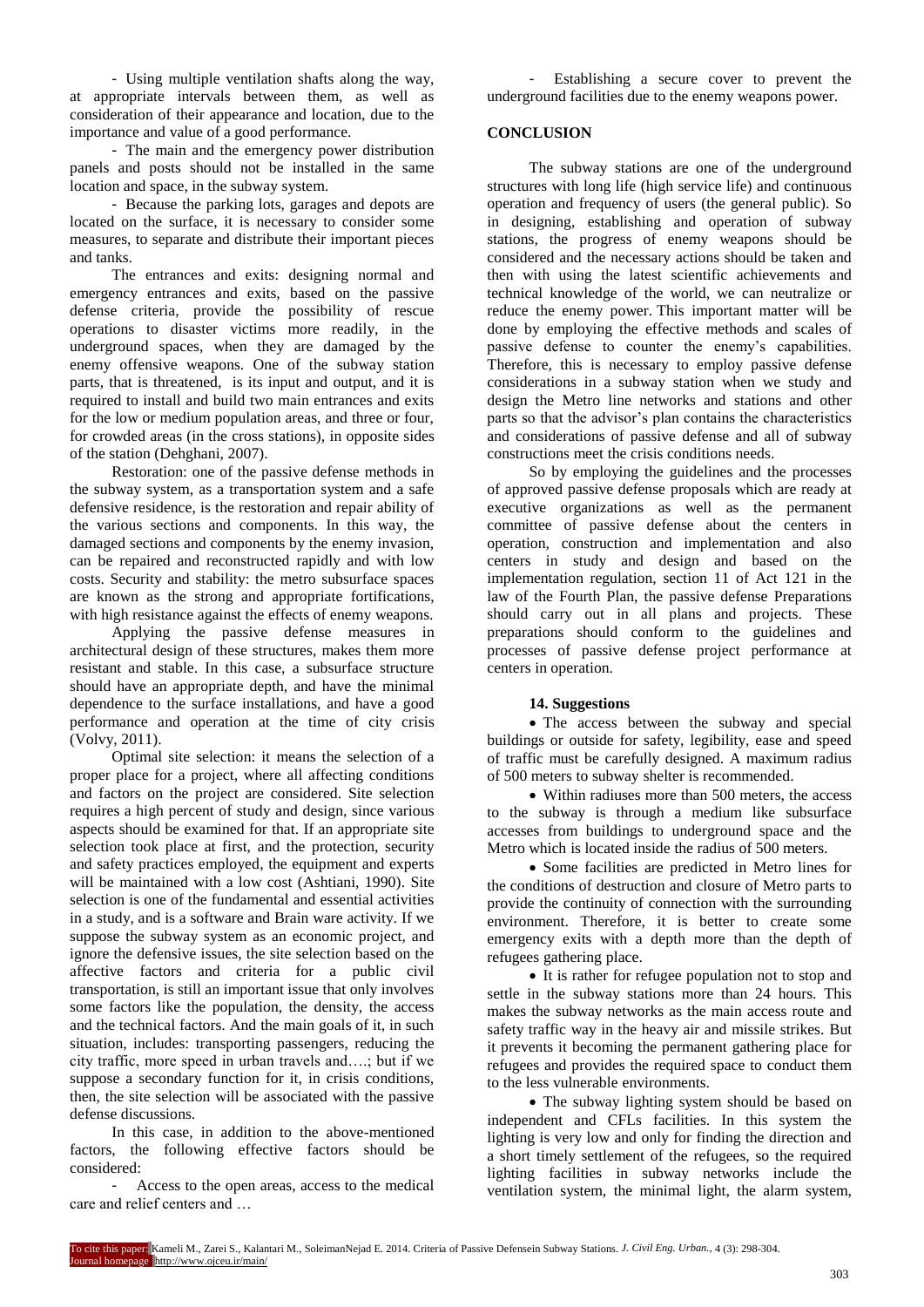- Using multiple ventilation shafts along the way, at appropriate intervals between them, as well as consideration of their appearance and location, due to the importance and value of a good performance.

- The main and the emergency power distribution panels and posts should not be installed in the same location and space, in the subway system.

- Because the parking lots, garages and depots are located on the surface, it is necessary to consider some measures, to separate and distribute their important pieces and tanks.

The entrances and exits: designing normal and emergency entrances and exits, based on the passive defense criteria, provide the possibility of rescue operations to disaster victims more readily, in the underground spaces, when they are damaged by the enemy offensive weapons. One of the subway station parts, that is threatened, is its input and output, and it is required to install and build two main entrances and exits for the low or medium population areas, and three or four, for crowded areas (in the cross stations), in opposite sides of the station (Dehghani, 2007).

Restoration: one of the passive defense methods in the subway system, as a transportation system and a safe defensive residence, is the restoration and repair ability of the various sections and components. In this way, the damaged sections and components by the enemy invasion, can be repaired and reconstructed rapidly and with low costs. Security and stability: the metro subsurface spaces are known as the strong and appropriate fortifications, with high resistance against the effects of enemy weapons.

Applying the passive defense measures in architectural design of these structures, makes them more resistant and stable. In this case, a subsurface structure should have an appropriate depth, and have the minimal dependence to the surface installations, and have a good performance and operation at the time of city crisis (Volvy, 2011).

Optimal site selection: it means the selection of a proper place for a project, where all affecting conditions and factors on the project are considered. Site selection requires a high percent of study and design, since various aspects should be examined for that. If an appropriate site selection took place at first, and the protection, security and safety practices employed, the equipment and experts will be maintained with a low cost (Ashtiani, 1990). Site selection is one of the fundamental and essential activities in a study, and is a software and Brain ware activity. If we suppose the subway system as an economic project, and ignore the defensive issues, the site selection based on the affective factors and criteria for a public civil transportation, is still an important issue that only involves some factors like the population, the density, the access and the technical factors. And the main goals of it, in such situation, includes: transporting passengers, reducing the city traffic, more speed in urban travels and….; but if we suppose a secondary function for it, in crisis conditions, then, the site selection will be associated with the passive defense discussions.

In this case, in addition to the above-mentioned factors, the following effective factors should be considered:

- Access to the open areas, access to the medical care and relief centers and …

- Establishing a secure cover to prevent the underground facilities due to the enemy weapons power.

## CONCLUSION

The subway stations are one of the underground structures with long life (high service life) and continuous operation and frequency of users (the general public). So in designing, establishing and operation of subway stations, the progress of enemy weapons should be considered and the necessary actions should be taken and then with using the latest scientific achievements and technical knowledge of the world, we can neutralize or reduce the enemy power. This important matter will be done by employing the effective methods and scales of passive defense to counter the enemy's capabilities. Therefore, this is necessary to employ passive defense considerations in a subway station when we study and design the Metro line networks and stations and other parts so that the advisor's plan contains the characteristics and considerations of passive defense and all of subway constructions meet the crisis conditions needs.

So by employing the guidelines and the processes of approved passive defense proposals which are ready at executive organizations as well as the permanent committee of passive defense about the centers in operation, construction and implementation and also centers in study and design and based on the implementation regulation, section 11 of Act 121 in the law of the Fourth Plan, the passive defense Preparations should carry out in all plans and projects. These preparations should conform to the guidelines and processes of passive defense project performance at centers in operation.

### 14. Suggestions

- The access between the subway and special buildings or outside for safety, legibility, ease and speed of traffic must be carefully designed. A maximum radius of 500 meters to subway shelter is recommended.
- Within radiuses more than 500 meters, the access to the subway is through a medium like subsurface accesses from buildings to underground space and the Metro which is located inside the radius of 500 meters.
- Some facilities are predicted in Metro lines for the conditions of destruction and closure of Metro parts to provide the continuity of connection with the surrounding environment. Therefore, it is better to create some emergency exits with a depth more than the depth of refugees gathering place.
- It is rather for refugee population not to stop and settle in the subway stations more than 24 hours. This makes the subway networks as the main access route and safety traffic way in the heavy air and missile strikes. But it prevents it becoming the permanent gathering place for refugees and provides the required space to conduct them to the less vulnerable environments.
- The subway lighting system should be based on independent and CFLs facilities. In this system the lighting is very low and only for finding the direction and a short timely settlement of the refugees, so the required lighting facilities in subway networks include the ventilation system, the minimal light, the alarm system,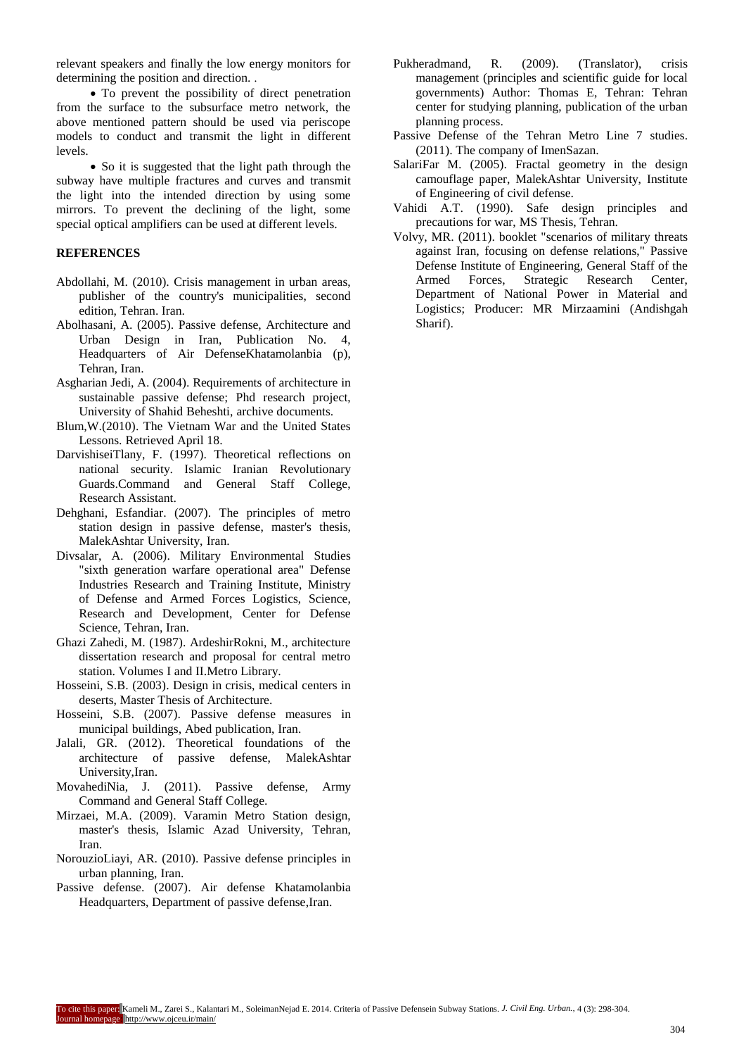relevant speakers and finally the low energy monitors for determining the position and direction. .

- To prevent the possibility of direct penetration from the surface to the subsurface metro network, the above mentioned pattern should be used via periscope models to conduct and transmit the light in different levels.

- So it is suggested that the light path through the subway have multiple fractures and curves and transmit the light into the intended direction by using some mirrors. To prevent the declining of the light, some special optical amplifiers can be used at different levels.

## REFERENCES

Abdollahi, M. (2010). Crisis management in urban areas, publisher of the country's municipalities, second edition, Tehran. Iran.

Abolhasani, A. (2005). Passive defense, Architecture and Urban Design in Iran, Publication No. 4, Headquarters of Air DefenseKhatamolanbia (p), Tehran, Iran.

Asgharian Jedi, A. (2004). Requirements of architecture in sustainable passive defense; Phd research project, University of Shahid Beheshti, archive documents.

Blum,W.(2010). The Vietnam War and the United States Lessons. Retrieved April 18.

DarvishiseiTlany, F. (1997). Theoretical reflections on national security. Islamic Iranian Revolutionary Guards.Command and General Staff College, Research Assistant.

Dehghani, Esfandiar. (2007). The principles of metro station design in passive defense, master's thesis, MalekAshtar University, Iran.

Divsalar, A. (2006). Military Environmental Studies "sixth generation warfare operational area" Defense Industries Research and Training Institute, Ministry of Defense and Armed Forces Logistics, Science, Research and Development, Center for Defense Science, Tehran, Iran.

Ghazi Zahedi, M. (1987). ArdeshirRokni, M., architecture dissertation research and proposal for central metro station. Volumes I and II.Metro Library.

Hosseini, S.B. (2003). Design in crisis, medical centers in deserts, Master Thesis of Architecture.

Hosseini, S.B. (2007). Passive defense measures in municipal buildings, Abed publication, Iran.

Jalali, GR. (2012). Theoretical foundations of the architecture of passive defense, MalekAshtar University,Iran.

MovahediNia, J. (2011). Passive defense, Army Command and General Staff College.

Mirzaei, M.A. (2009). Varamin Metro Station design, master's thesis, Islamic Azad University, Tehran, Iran.

NorouzioLiayi, AR. (2010). Passive defense principles in urban planning, Iran.

Passive defense. (2007). Air defense Khatamolanbia Headquarters, Department of passive defense,Iran.

Pukheradmand, R. (2009). (Translator), crisis management (principles and scientific guide for local governments) Author: Thomas E, Tehran: Tehran center for studying planning, publication of the urban planning process.

Passive Defense of the Tehran Metro Line 7 studies. (2011). The company of ImenSazan.

SalariFar M. (2005). Fractal geometry in the design camouflage paper, MalekAshtar University, Institute of Engineering of civil defense.

Vahidi A.T. (1990). Safe design principles and precautions for war, MS Thesis, Tehran.

Volvy, MR. (2011). booklet "scenarios of military threats against Iran, focusing on defense relations," Passive Defense Institute of Engineering, General Staff of the Armed Forces, Strategic Research Center, Department of National Power in Material and Logistics; Producer: MR Mirzaamini (Andishgah Sharif).